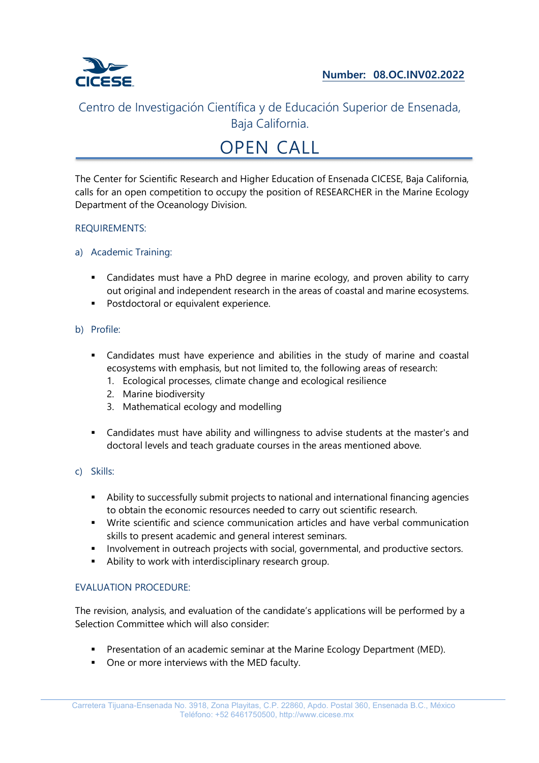**Number: 08.OC.INV02.2022**

Centro de Investigación Científica y de Educación Superior de Ensenada, Baja California.

# OPEN CALL

The Center for Scientific Research and Higher Education of Ensenada CICESE, Baja California, calls for an open competition to occupy the position of RESEARCHER in the Marine Ecology Department of the Oceanology Division.

## REQUIREMENTS:

### a) Academic Training:

- Candidates must have a PhD degree in marine ecology, and proven ability to carry out original and independent research in the areas of coastal and marine ecosystems.
- Postdoctoral or equivalent experience.

### b) Profile:

- Candidates must have experience and abilities in the study of marine and coastal ecosystems with emphasis, but not limited to, the following areas of research:
  1. Ecological processes, climate change and ecological resilience
  2. Marine biodiversity
  3. Mathematical ecology and modelling

- Candidates must have ability and willingness to advise students at the master's and doctoral levels and teach graduate courses in the areas mentioned above.

### c) Skills:

- Ability to successfully submit projects to national and international financing agencies to obtain the economic resources needed to carry out scientific research.
- Write scientific and science communication articles and have verbal communication skills to present academic and general interest seminars.
- Involvement in outreach projects with social, governmental, and productive sectors.
- Ability to work with interdisciplinary research group.

## EVALUATION PROCEDURE:

The revision, analysis, and evaluation of the candidate's applications will be performed by a Selection Committee which will also consider:

- Presentation of an academic seminar at the Marine Ecology Department (MED).
- One or more interviews with the MED faculty.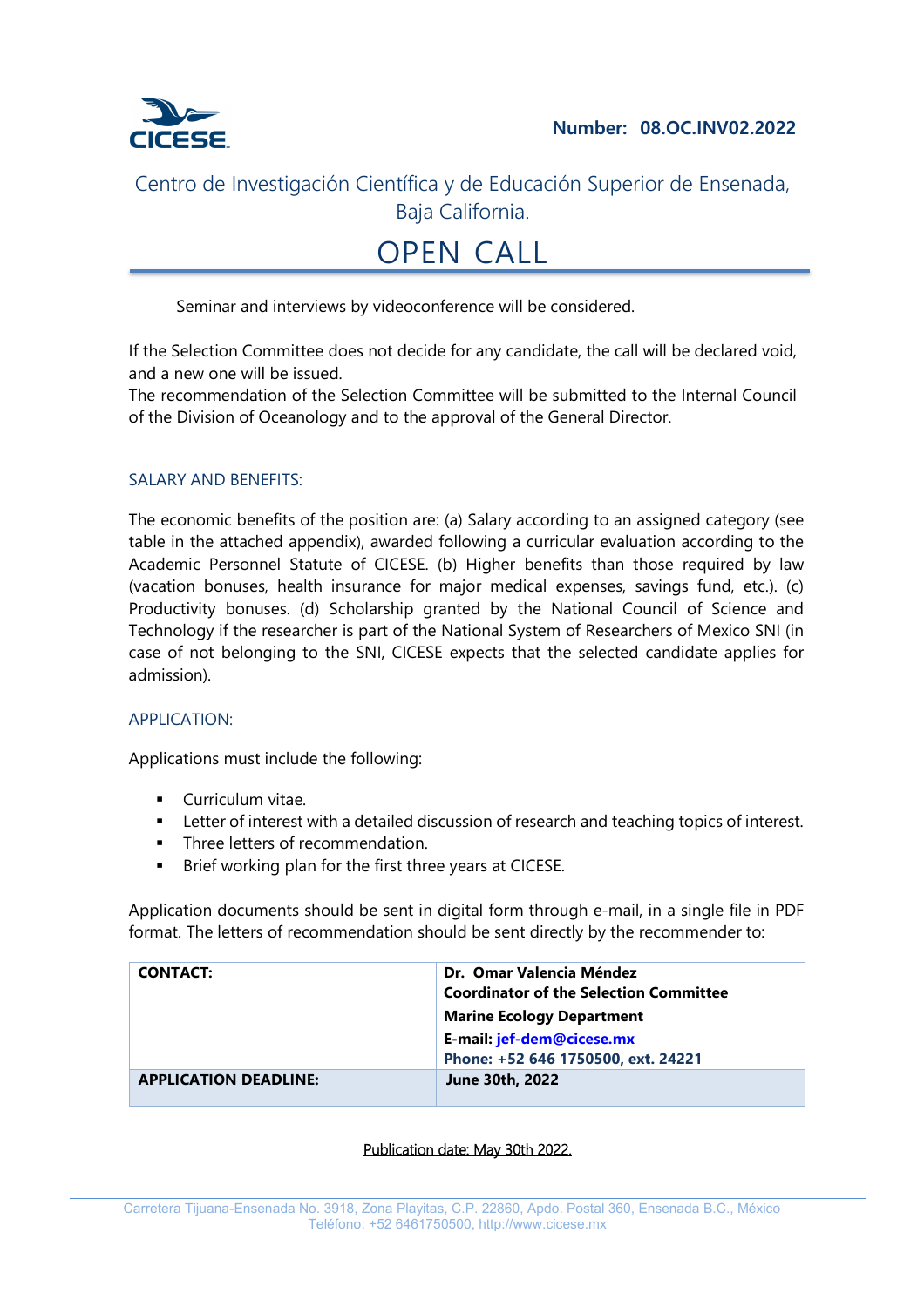Seminar and interviews by videoconference will be considered.

If the Selection Committee does not decide for any candidate, the call will be declared void, and a new one will be issued.
The recommendation of the Selection Committee will be submitted to the Internal Council of the Division of Oceanology and to the approval of the General Director.

## SALARY AND BENEFITS:

The economic benefits of the position are: (a) Salary according to an assigned category (see table in the attached appendix), awarded following a curricular evaluation according to the Academic Personnel Statute of CICESE. (b) Higher benefits than those required by law (vacation bonuses, health insurance for major medical expenses, savings fund, etc.). (c) Productivity bonuses. (d) Scholarship granted by the National Council of Science and Technology if the researcher is part of the National System of Researchers of Mexico SNI (in case of not belonging to the SNI, CICESE expects that the selected candidate applies for admission).

## APPLICATION:

Applications must include the following:

- Curriculum vitae.
- Letter of interest with a detailed discussion of research and teaching topics of interest.
- Three letters of recommendation.
- Brief working plan for the first three years at CICESE.

Application documents should be sent in digital form through e-mail, in a single file in PDF format. The letters of recommendation should be sent directly by the recommender to:

| **CONTACT:** | **Dr. Omar Valencia Méndez**<br>**Coordinator of the Selection Committee**<br>**Marine Ecology Department**<br>**E-mail: jef-dem@cicese.mx**<br>**Phone: +52 646 1750500, ext. 24221** |
|---|---|
| **APPLICATION DEADLINE:** | **June 30th, 2022** |

Publication date: May 30th 2022.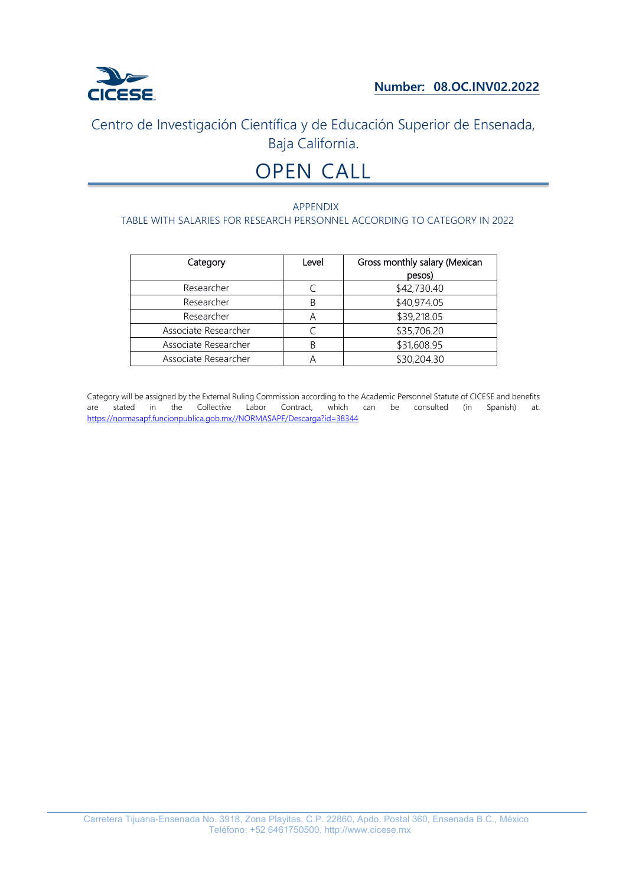**Number: 08.OC.INV02.2022**

Centro de Investigación Científica y de Educación Superior de Ensenada, Baja California.

# OPEN CALL

APPENDIX

TABLE WITH SALARIES FOR RESEARCH PERSONNEL ACCORDING TO CATEGORY IN 2022

| Category | Level | Gross monthly salary (Mexican pesos) |
|---|---|---|
| Researcher | C | $42,730.40 |
| Researcher | B | $40,974.05 |
| Researcher | A | $39,218.05 |
| Associate Researcher | C | $35,706.20 |
| Associate Researcher | B | $31,608.95 |
| Associate Researcher | A | $30,204.30 |

Category will be assigned by the External Ruling Commission according to the Academic Personnel Statute of CICESE and benefits are stated in the Collective Labor Contract, which can be consulted (in Spanish) at: https://normasapf.funcionpublica.gob.mx//NORMASAPF/Descarga?id=38344

Carretera Tijuana-Ensenada No. 3918, Zona Playitas, C.P. 22860, Apdo. Postal 360, Ensenada B.C., México
Teléfono: +52 6461750500, http://www.cicese.mx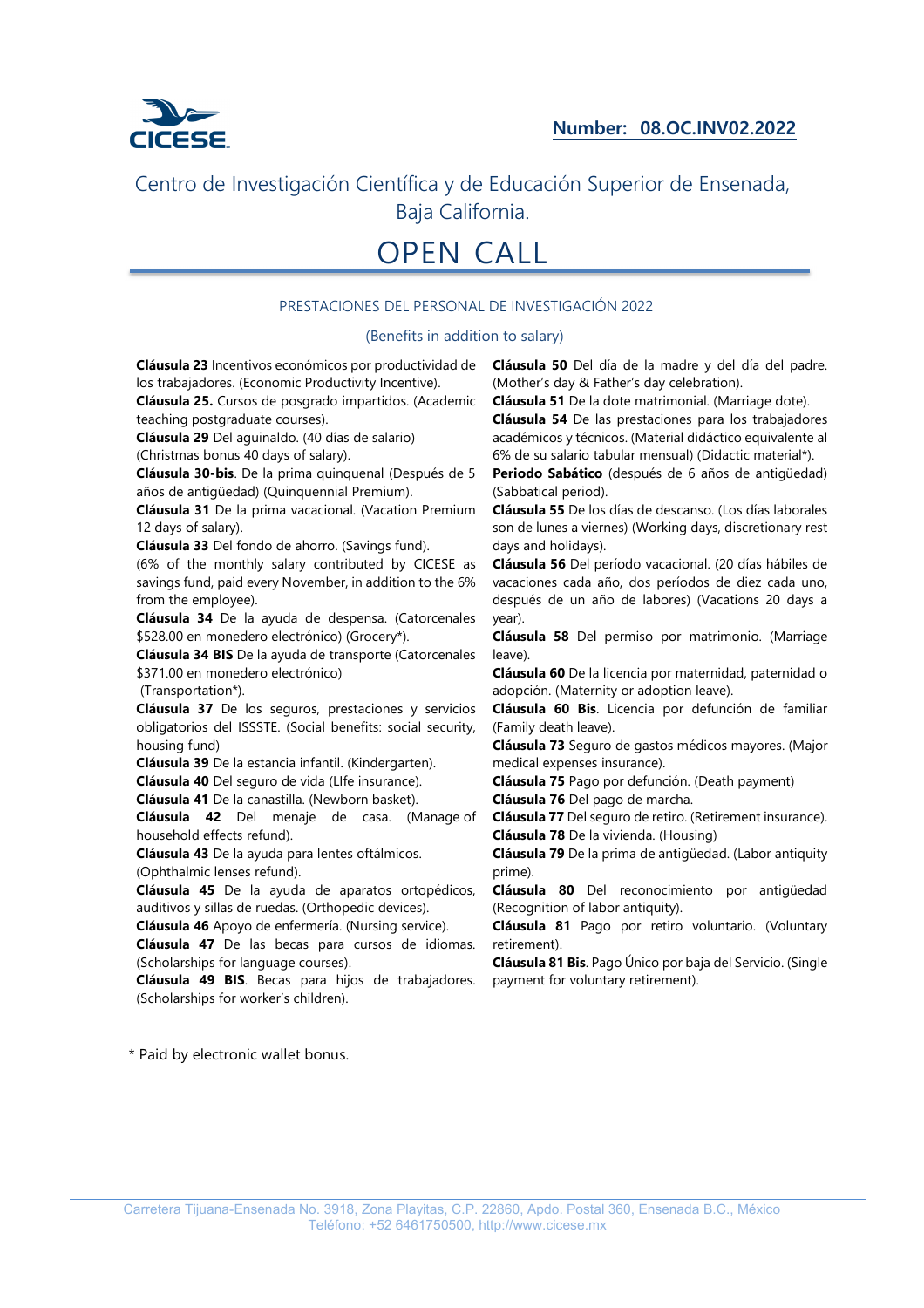**Number: 08.OC.INV02.2022**

Centro de Investigación Científica y de Educación Superior de Ensenada, Baja California.

# OPEN CALL

## PRESTACIONES DEL PERSONAL DE INVESTIGACIÓN 2022

(Benefits in addition to salary)

**Cláusula 23** Incentivos económicos por productividad de los trabajadores. (Economic Productivity Incentive).
**Cláusula 25.** Cursos de posgrado impartidos. (Academic teaching postgraduate courses).
**Cláusula 29** Del aguinaldo. (40 días de salario) (Christmas bonus 40 days of salary).
**Cláusula 30-bis**. De la prima quinquenal (Después de 5 años de antigüedad) (Quinquennial Premium).
**Cláusula 31** De la prima vacacional. (Vacation Premium 12 days of salary).
**Cláusula 33** Del fondo de ahorro. (Savings fund). (6% of the monthly salary contributed by CICESE as savings fund, paid every November, in addition to the 6% from the employee).
**Cláusula 34** De la ayuda de despensa. (Catorcenales $528.00 en monedero electrónico) (Grocery*).
**Cláusula 34 BIS** De la ayuda de transporte (Catorcenales $371.00 en monedero electrónico) (Transportation*).
**Cláusula 37** De los seguros, prestaciones y servicios obligatorios del ISSSTE. (Social benefits: social security, housing fund)
**Cláusula 39** De la estancia infantil. (Kindergarten).
**Cláusula 40** Del seguro de vida (LIfe insurance).
**Cláusula 41** De la canastilla. (Newborn basket).
**Cláusula 42** Del menaje de casa. (Manage of household effects refund).
**Cláusula 43** De la ayuda para lentes oftálmicos. (Ophthalmic lenses refund).
**Cláusula 45** De la ayuda de aparatos ortopédicos, auditivos y sillas de ruedas. (Orthopedic devices).
**Cláusula 46** Apoyo de enfermería. (Nursing service).
**Cláusula 47** De las becas para cursos de idiomas. (Scholarships for language courses).
**Cláusula 49 BIS**. Becas para hijos de trabajadores. (Scholarships for worker's children).
**Cláusula 50** Del día de la madre y del día del padre. (Mother's day & Father's day celebration).
**Cláusula 51** De la dote matrimonial. (Marriage dote).
**Cláusula 54** De las prestaciones para los trabajadores académicos y técnicos. (Material didáctico equivalente al 6% de su salario tabular mensual) (Didactic material*).
**Periodo Sabático** (después de 6 años de antigüedad) (Sabbatical period).
**Cláusula 55** De los días de descanso. (Los días laborales son de lunes a viernes) (Working days, discretionary rest days and holidays).
**Cláusula 56** Del período vacacional. (20 días hábiles de vacaciones cada año, dos períodos de diez cada uno, después de un año de labores) (Vacations 20 days a year).
**Cláusula 58** Del permiso por matrimonio. (Marriage leave).
**Cláusula 60** De la licencia por maternidad, paternidad o adopción. (Maternity or adoption leave).
**Cláusula 60 Bis**. Licencia por defunción de familiar (Family death leave).
**Cláusula 73** Seguro de gastos médicos mayores. (Major medical expenses insurance).
**Cláusula 75** Pago por defunción. (Death payment)
**Cláusula 76** Del pago de marcha.
**Cláusula 77** Del seguro de retiro. (Retirement insurance).
**Cláusula 78** De la vivienda. (Housing)
**Cláusula 79** De la prima de antigüedad. (Labor antiquity prime).
**Cláusula 80** Del reconocimiento por antigüedad (Recognition of labor antiquity).
**Cláusula 81** Pago por retiro voluntario. (Voluntary retirement).
**Cláusula 81 Bis**. Pago Único por baja del Servicio. (Single payment for voluntary retirement).

* Paid by electronic wallet bonus.

Carretera Tijuana-Ensenada No. 3918, Zona Playitas, C.P. 22860, Apdo. Postal 360, Ensenada B.C., México
Teléfono: +52 6461750500, http://www.cicese.mx